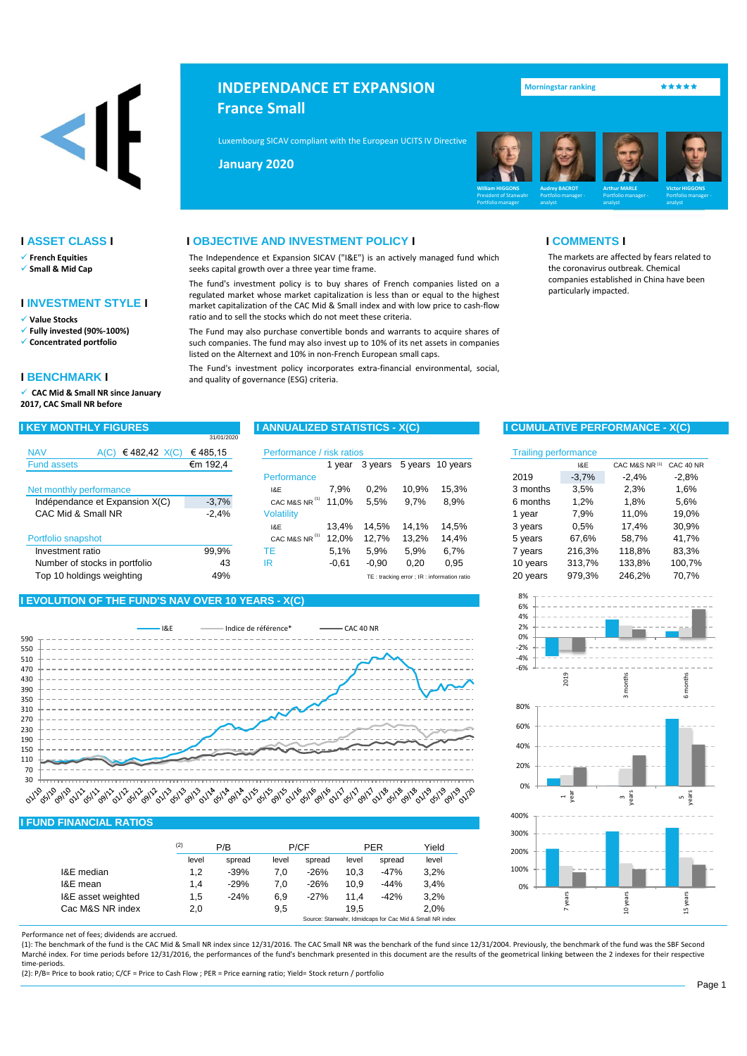# INDEPENDANCE ET EXPANSION
## France Small

Morningstar ranking ★★★★★

Luxembourg SICAV compliant with the European UCITS IV Directive

**January 2020**

William HIGGONS – President of Stanwahr, Portfolio manager
Audrey BACROT – Portfolio manager - analyst
Arthur MARLE – Portfolio manager - analyst
Victor HIGGONS – Portfolio manager - analyst

## ASSET CLASS

- ✓ **French Equities**
- ✓ **Small & Mid Cap**

## INVESTMENT STYLE

- ✓ **Value Stocks**
- ✓ **Fully invested (90%-100%)**
- ✓ **Concentrated portfolio**

## BENCHMARK

- ✓ **CAC Mid & Small NR since January 2017, CAC Small NR before**

## OBJECTIVE AND INVESTMENT POLICY

The Independence et Expansion SICAV ("I&E") is an actively managed fund which seeks capital growth over a three year time frame.

The fund's investment policy is to buy shares of French companies listed on a regulated market whose market capitalization is less than or equal to the highest market capitalization of the CAC Mid & Small index and with low price to cash-flow ratio and to sell the stocks which do not meet these criteria.

The Fund may also purchase convertible bonds and warrants to acquire shares of such companies. The fund may also invest up to 10% of its net assets in companies listed on the Alternext and 10% in non-French European small caps.

The Fund's investment policy incorporates extra-financial environmental, social, and quality of governance (ESG) criteria.

## COMMENTS

The markets are affected by fears related to the coronavirus outbreak. Chemical companies established in China have been particularly impacted.

## KEY MONTHLY FIGURES

31/01/2020

| | | |
|---|---|---|
| NAV | A(C) € 482,42 | X(C) € 485,15 |
| Fund assets | | €m 192,4 |
| **Net monthly performance** | | |
| Indépendance et Expansion X(C) | | -3,7% |
| CAC Mid & Small NR | | -2,4% |
| **Portfolio snapshot** | | |
| Investment ratio | | 99,9% |
| Number of stocks in portfolio | | 43 |
| Top 10 holdings weighting | | 49% |

## ANNUALIZED STATISTICS - X(C)

| Performance / risk ratios | 1 year | 3 years | 5 years | 10 years |
|---|---|---|---|---|
| **Performance** | | | | |
| I&E | 7,9% | 0,2% | 10,9% | 15,3% |
| CAC M&S NR (1) | 11,0% | 5,5% | 9,7% | 8,9% |
| **Volatility** | | | | |
| I&E | 13,4% | 14,5% | 14,1% | 14,5% |
| CAC M&S NR (1) | 12,0% | 12,7% | 13,2% | 14,4% |
| TE | 5,1% | 5,9% | 5,9% | 6,7% |
| IR | -0,61 | -0,90 | 0,20 | 0,95 |

TE : tracking error ; IR : information ratio

## CUMULATIVE PERFORMANCE - X(C)

| Trailing performance | I&E | CAC M&S NR (1) | CAC 40 NR |
|---|---|---|---|
| 2019 | -3,7% | -2,4% | -2,8% |
| 3 months | 3,5% | 2,3% | 1,6% |
| 6 months | 1,2% | 1,8% | 5,6% |
| 1 year | 7,9% | 11,0% | 19,0% |
| 3 years | 0,5% | 17,4% | 30,9% |
| 5 years | 67,6% | 58,7% | 41,7% |
| 7 years | 216,3% | 118,8% | 83,3% |
| 10 years | 313,7% | 133,8% | 100,7% |
| 20 years | 979,3% | 246,2% | 70,7% |

## EVOLUTION OF THE FUND'S NAV OVER 10 YEARS - X(C)

## FUND FINANCIAL RATIOS

| (2) | P/B | | P/CF | | PER | | Yield |
|---|---|---|---|---|---|---|---|
| | level | spread | level | spread | level | spread | level |
| I&E median | 1,2 | -39% | 7,0 | -26% | 10,3 | -47% | 3,2% |
| I&E mean | 1,4 | -29% | 7,0 | -26% | 10,9 | -44% | 3,4% |
| I&E asset weighted | 1,5 | -24% | 6,9 | -27% | 11,4 | -42% | 3,2% |
| Cac M&S NR index | 2,0 | | 9,5 | | 19,5 | | 2,0% |

Source: Stanwahr, Idmidcaps for Cac Mid & Small NR index

Performance net of fees; dividends are accrued.

(1): The benchmark of the fund is the CAC Mid & Small NR index since 12/31/2016. The CAC Small NR was the benchark of the fund since 12/31/2004. Previously, the benchmark of the fund was the SBF Second Marché index. For time periods before 12/31/2016, the performances of the fund's benchmark presented in this document are the results of the geometrical linking between the 2 indexes for their respective time-periods.

(2): P/B= Price to book ratio; C/CF = Price to Cash Flow ; PER = Price earning ratio; Yield= Stock return / portfolio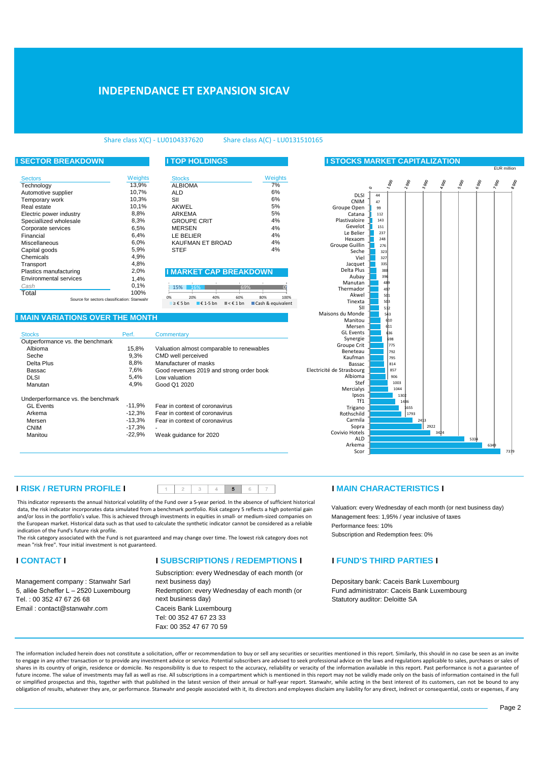# INDEPENDANCE ET EXPANSION SICAV

Share class X(C) - LU0104337620 Share class A(C) - LU0131510165

## I SECTOR BREAKDOWN

| Sectors | Weights |
|---|---|
| Technology | 13,9% |
| Automotive supplier | 10,7% |
| Temporary work | 10,3% |
| Real estate | 10,1% |
| Electric power industry | 8,8% |
| Speciallized wholesale | 8,3% |
| Corporate services | 6,5% |
| Financial | 6,4% |
| Miscellaneous | 6,0% |
| Capital goods | 5,9% |
| Chemicals | 4,9% |
| Transport | 4,8% |
| Plastics manufacturing | 2,0% |
| Environmental services | 1,4% |
| Cash | 0,1% |
| Total | 100% |

Source for sectors classification: Stanwahr

## I TOP HOLDINGS

| Stocks | Weights |
|---|---|
| ALBIOMA | 7% |
| ALD | 6% |
| SII | 6% |
| AKWEL | 5% |
| ARKEMA | 5% |
| GROUPE CRIT | 4% |
| MERSEN | 4% |
| LE BELIER | 4% |
| KAUFMAN ET BROAD | 4% |
| STEF | 4% |

## I MARKET CAP BREAKDOWN

15% 16% 69% 0%

0% 20% 40% 60% 80% 100%

≥ € 5 bn | € 1-5 bn | < € 1 bn | Cash & equivalent

## I STOCKS MARKET CAPITALIZATION

EUR million

0 1 000 2 000 3 000 4 000 5 000 6 000 7 000 8 000

DLSI 44
CNIM 47
Groupe Open 99
Catana 112
Plastivaloire 143
Gevelot 151
Le Belier 237
Hexaom 248
Groupe Guillin 276
Seche 323
Viel 327
Jacquet 335
Delta Plus 388
Aubay 396
Manutan 489
Thermador 497
Akwel 501
Tinexta 503
SII 512
Maisons du Monde 543
Manitou 610
Mersen 611
GL Events 636
Synergie 698
Groupe Crit 775
Beneteau 792
Kaufman 795
Bassac 814
Electricité de Strasbourg 857
Albioma 906
Stef 1003
Mercialys 1044
Ipsos 1302
Tf1 1436
Trigano 1655
Rothschild 1793
Carmila 2413
Sopra 2922
Covivio Hotels 3424
ALD 5334
Arkema 6349
Scor 7379

## I MAIN VARIATIONS OVER THE MONTH

| Stocks | Perf. | Commentary |
|---|---|---|
| **Outperformance vs. the benchmark** | | |
| Albioma | 15,8% | Valuation almost comparable to renewables |
| Seche | 9,3% | CMD well perceived |
| Delta Plus | 8,8% | Manufacturer of masks |
| Bassac | 7,6% | Good revenues 2019 and strong order book |
| DLSI | 5,4% | Low valuation |
| Manutan | 4,9% | Good Q1 2020 |
| **Underperformance vs. the benchmark** | | |
| GL Events | -11,9% | Fear in context of coronavirus |
| Arkema | -12,3% | Fear in context of coronavirus |
| Mersen | -13,3% | Fear in context of coronavirus |
| CNIM | -17,3% | - |
| Manitou | -22,9% | Weak guidance for 2020 |

## I RISK / RETURN PROFILE I

1 2 3 4 **5** 6 7

This indicator represents the annual historical volatility of the Fund over a 5-year period. In the absence of sufficient historical data, the risk indicator incorporates data simulated from a benchmark portfolio. Risk category 5 reflects a high potential gain and/or loss in the portfolio's value. This is achieved through investments in equities in small- or medium-sized companies on the European market. Historical data such as that used to calculate the synthetic indicator cannot be considered as a reliable indication of the Fund's future risk profile.

The risk category associated with the Fund is not guaranteed and may change over time. The lowest risk category does not mean "risk free". Your initial investment is not guaranteed.

## I MAIN CHARACTERISTICS I

Valuation: every Wednesday of each month (or next business day)

Management fees: 1,95% / year inclusive of taxes

Performance fees: 10%

Subscription and Redemption fees: 0%

## I CONTACT I

Management company : Stanwahr Sarl

5, allée Scheffer L – 2520 Luxembourg

Tel. : 00 352 47 67 26 68

Email : contact@stanwahr.com

## I SUBSCRIPTIONS / REDEMPTIONS I

Subscription: every Wednesday of each month (or next business day)

Redemption: every Wednesday of each month (or next business day)

Caceis Bank Luxembourg

Tel: 00 352 47 67 23 33

Fax: 00 352 47 67 70 59

## I FUND'S THIRD PARTIES I

Depositary bank: Caceis Bank Luxembourg

Fund administrator: Caceis Bank Luxembourg

Statutory auditor: Deloitte SA

The information included herein does not constitute a solicitation, offer or recommendation to buy or sell any securities or securities mentioned in this report. Similarly, this should in no case be seen as an invite to engage in any other transaction or to provide any investment advice or service. Potential subscribers are advised to seek professional advice on the laws and regulations applicable to sales, purchases or sales of shares in its country of origin, residence or domicile. No responsibility is due to respect to the accuracy, reliability or veracity of the information available in this report. Past performance is not a guarantee of future income. The value of investments may fall as well as rise. All subscriptions in a compartment which is mentioned in this report may not be validly made only on the basis of information contained in the full or simplified prospectus and this, together with that published in the latest version of their annual or half-year report. Stanwahr, while acting in the best interest of its customers, can not be bound to any obligation of results, whatever they are, or performance. Stanwahr and people associated with it, its directors and employees disclaim any liability for any direct, indirect or consequential, costs or expenses, if any